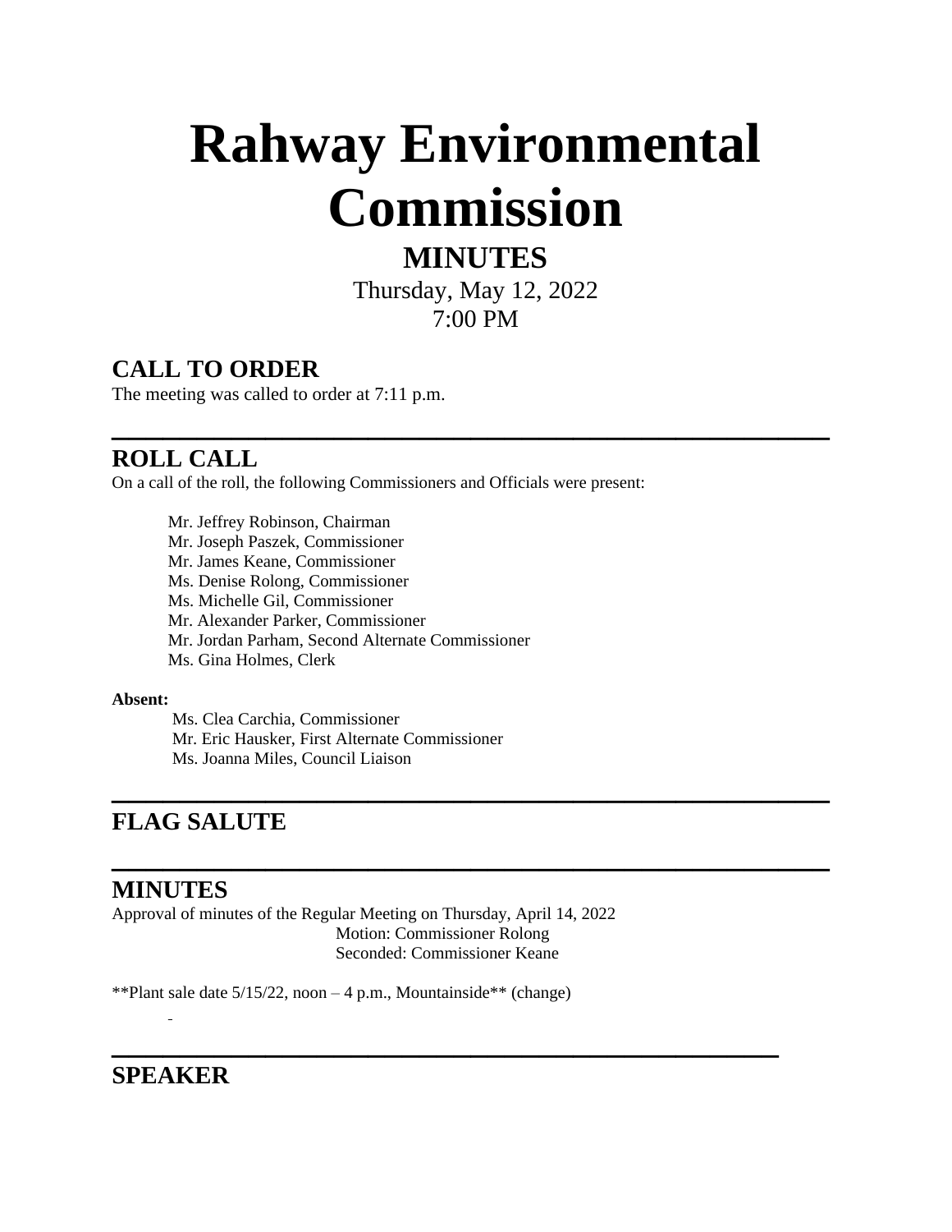# Rahway Environmental Commission

## MINUTES

Thursday, May 12, 2022
7:00 PM

## CALL TO ORDER

The meeting was called to order at 7:11 p.m.

---

## ROLL CALL

On a call of the roll, the following Commissioners and Officials were present:

Mr. Jeffrey Robinson, Chairman
Mr. Joseph Paszek, Commissioner
Mr. James Keane, Commissioner
Ms. Denise Rolong, Commissioner
Ms. Michelle Gil, Commissioner
Mr. Alexander Parker, Commissioner
Mr. Jordan Parham, Second Alternate Commissioner
Ms. Gina Holmes, Clerk

**Absent:**

Ms. Clea Carchia, Commissioner
Mr. Eric Hausker, First Alternate Commissioner
Ms. Joanna Miles, Council Liaison

---

## FLAG SALUTE

---

## MINUTES

Approval of minutes of the Regular Meeting on Thursday, April 14, 2022

Motion: Commissioner Rolong
Seconded: Commissioner Keane

**Plant sale date 5/15/22, noon – 4 p.m., Mountainside** (change)

---

## SPEAKER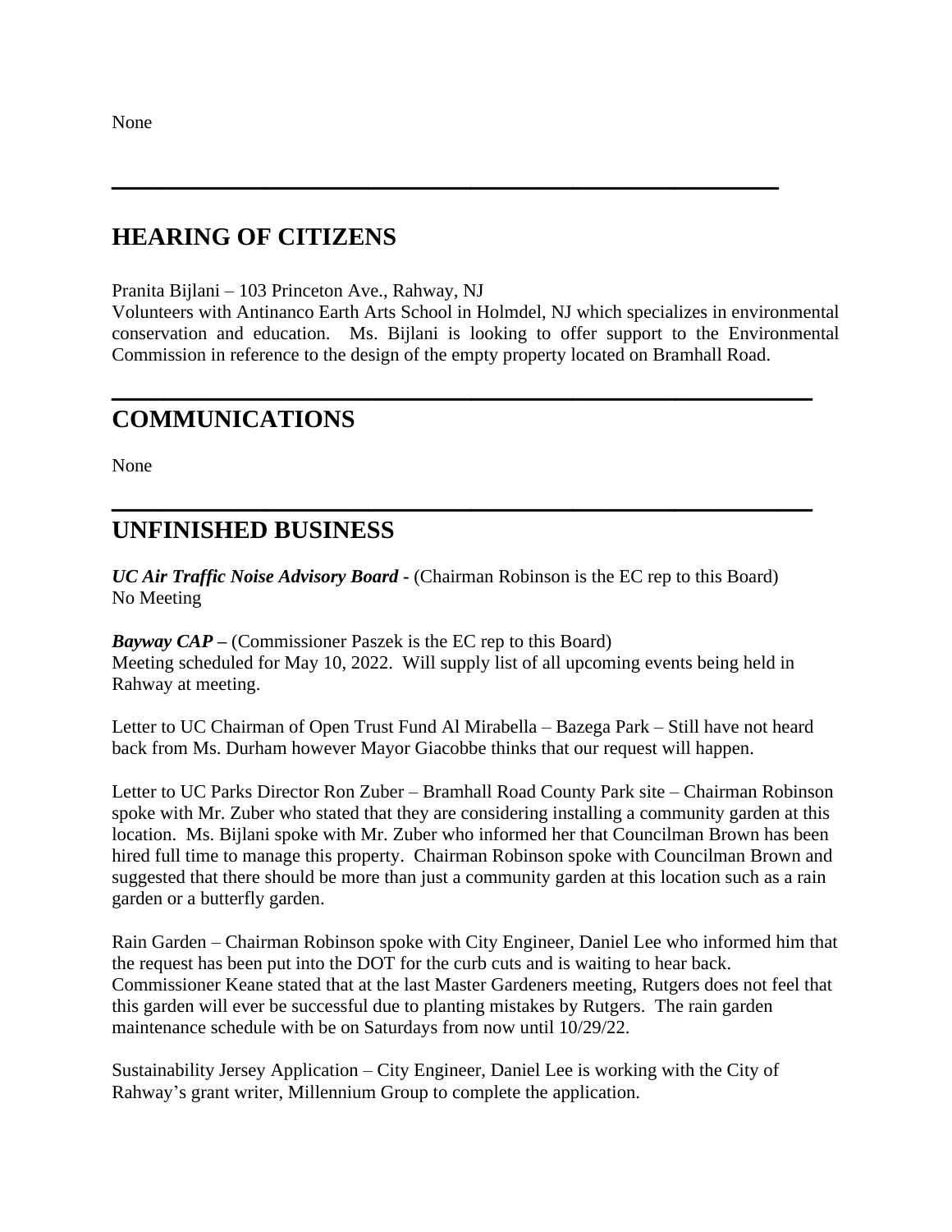None

---

## HEARING OF CITIZENS

Pranita Bijlani – 103 Princeton Ave., Rahway, NJ
Volunteers with Antinanco Earth Arts School in Holmdel, NJ which specializes in environmental conservation and education. Ms. Bijlani is looking to offer support to the Environmental Commission in reference to the design of the empty property located on Bramhall Road.

---

## COMMUNICATIONS

None

---

## UNFINISHED BUSINESS

***UC Air Traffic Noise Advisory Board -*** (Chairman Robinson is the EC rep to this Board)
No Meeting

***Bayway CAP –*** (Commissioner Paszek is the EC rep to this Board)
Meeting scheduled for May 10, 2022. Will supply list of all upcoming events being held in Rahway at meeting.

Letter to UC Chairman of Open Trust Fund Al Mirabella – Bazega Park – Still have not heard back from Ms. Durham however Mayor Giacobbe thinks that our request will happen.

Letter to UC Parks Director Ron Zuber – Bramhall Road County Park site – Chairman Robinson spoke with Mr. Zuber who stated that they are considering installing a community garden at this location. Ms. Bijlani spoke with Mr. Zuber who informed her that Councilman Brown has been hired full time to manage this property. Chairman Robinson spoke with Councilman Brown and suggested that there should be more than just a community garden at this location such as a rain garden or a butterfly garden.

Rain Garden – Chairman Robinson spoke with City Engineer, Daniel Lee who informed him that the request has been put into the DOT for the curb cuts and is waiting to hear back. Commissioner Keane stated that at the last Master Gardeners meeting, Rutgers does not feel that this garden will ever be successful due to planting mistakes by Rutgers. The rain garden maintenance schedule with be on Saturdays from now until 10/29/22.

Sustainability Jersey Application – City Engineer, Daniel Lee is working with the City of Rahway's grant writer, Millennium Group to complete the application.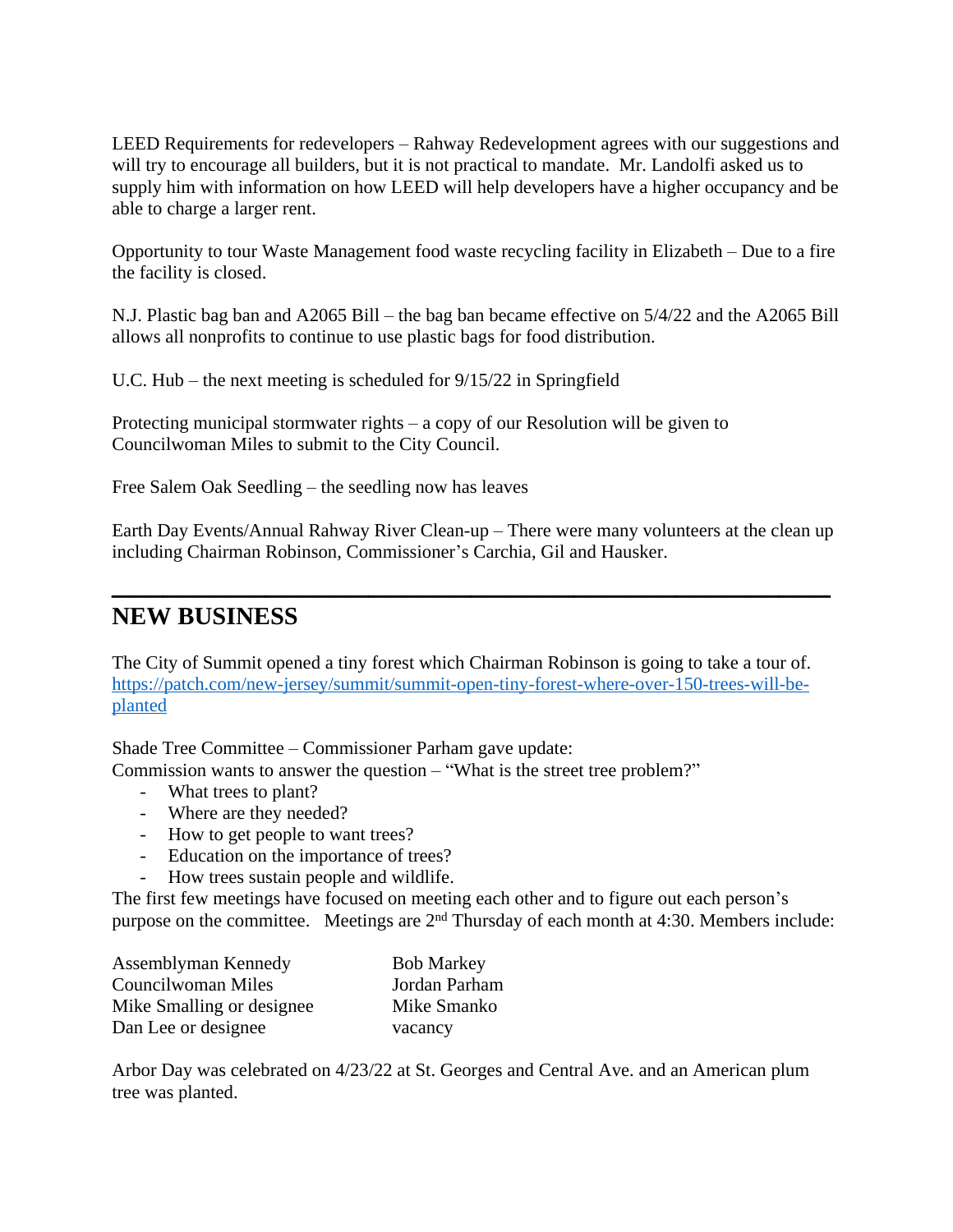LEED Requirements for redevelopers – Rahway Redevelopment agrees with our suggestions and will try to encourage all builders, but it is not practical to mandate. Mr. Landolfi asked us to supply him with information on how LEED will help developers have a higher occupancy and be able to charge a larger rent.

Opportunity to tour Waste Management food waste recycling facility in Elizabeth – Due to a fire the facility is closed.

N.J. Plastic bag ban and A2065 Bill – the bag ban became effective on 5/4/22 and the A2065 Bill allows all nonprofits to continue to use plastic bags for food distribution.

U.C. Hub – the next meeting is scheduled for 9/15/22 in Springfield

Protecting municipal stormwater rights – a copy of our Resolution will be given to Councilwoman Miles to submit to the City Council.

Free Salem Oak Seedling – the seedling now has leaves

Earth Day Events/Annual Rahway River Clean-up – There were many volunteers at the clean up including Chairman Robinson, Commissioner's Carchia, Gil and Hausker.

---

## NEW BUSINESS

The City of Summit opened a tiny forest which Chairman Robinson is going to take a tour of. [https://patch.com/new-jersey/summit/summit-open-tiny-forest-where-over-150-trees-will-be-planted](https://patch.com/new-jersey/summit/summit-open-tiny-forest-where-over-150-trees-will-be-planted)

Shade Tree Committee – Commissioner Parham gave update:
Commission wants to answer the question – "What is the street tree problem?"

- What trees to plant?
- Where are they needed?
- How to get people to want trees?
- Education on the importance of trees?
- How trees sustain people and wildlife.

The first few meetings have focused on meeting each other and to figure out each person's purpose on the committee. Meetings are 2nd Thursday of each month at 4:30. Members include:

| | |
|---|---|
| Assemblyman Kennedy | Bob Markey |
| Councilwoman Miles | Jordan Parham |
| Mike Smalling or designee | Mike Smanko |
| Dan Lee or designee | vacancy |

Arbor Day was celebrated on 4/23/22 at St. Georges and Central Ave. and an American plum tree was planted.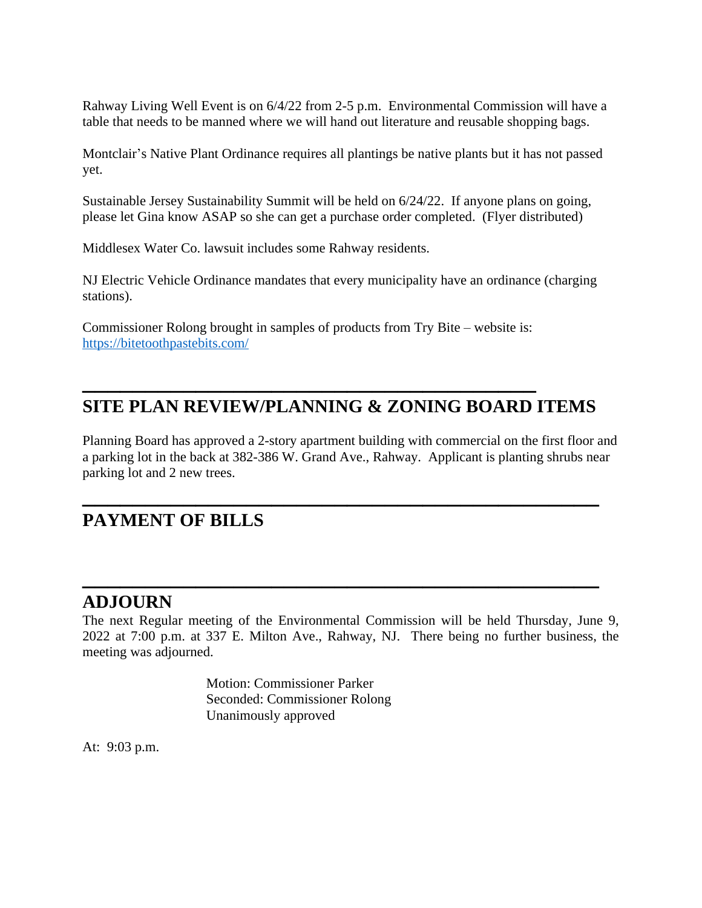Rahway Living Well Event is on 6/4/22 from 2-5 p.m. Environmental Commission will have a table that needs to be manned where we will hand out literature and reusable shopping bags.

Montclair's Native Plant Ordinance requires all plantings be native plants but it has not passed yet.

Sustainable Jersey Sustainability Summit will be held on 6/24/22. If anyone plans on going, please let Gina know ASAP so she can get a purchase order completed. (Flyer distributed)

Middlesex Water Co. lawsuit includes some Rahway residents.

NJ Electric Vehicle Ordinance mandates that every municipality have an ordinance (charging stations).

Commissioner Rolong brought in samples of products from Try Bite – website is: https://bitetoothpastebits.com/

---

## SITE PLAN REVIEW/PLANNING & ZONING BOARD ITEMS

Planning Board has approved a 2-story apartment building with commercial on the first floor and a parking lot in the back at 382-386 W. Grand Ave., Rahway. Applicant is planting shrubs near parking lot and 2 new trees.

---

## PAYMENT OF BILLS

---

## ADJOURN

The next Regular meeting of the Environmental Commission will be held Thursday, June 9, 2022 at 7:00 p.m. at 337 E. Milton Ave., Rahway, NJ. There being no further business, the meeting was adjourned.

Motion: Commissioner Parker
Seconded: Commissioner Rolong
Unanimously approved

At: 9:03 p.m.